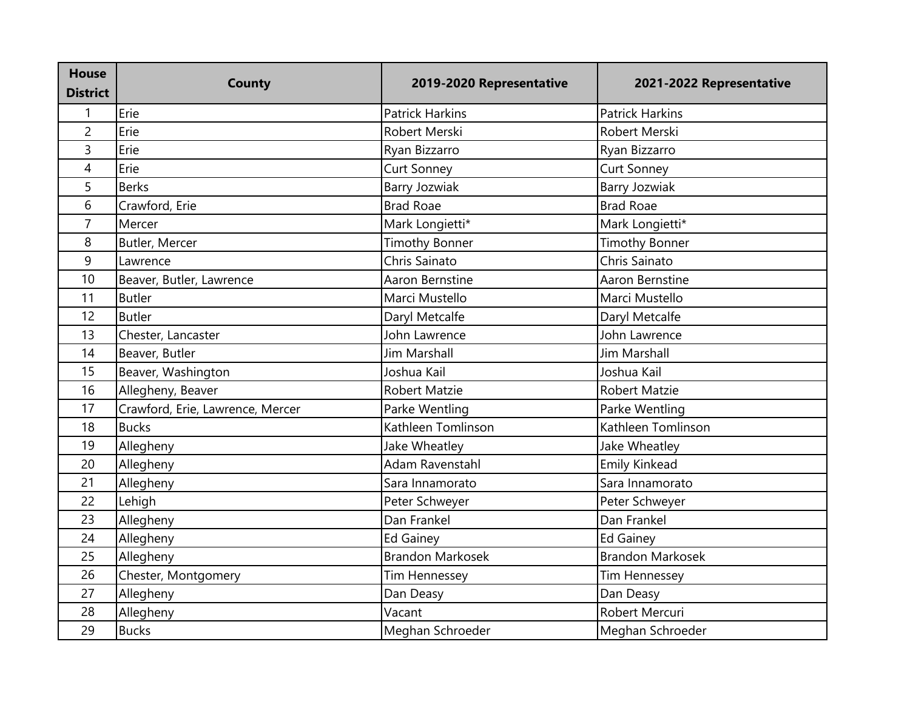| House District | County | 2019-2020 Representative | 2021-2022 Representative |
|---|---|---|---|
| 1 | Erie | Patrick Harkins | Patrick Harkins |
| 2 | Erie | Robert Merski | Robert Merski |
| 3 | Erie | Ryan Bizzarro | Ryan Bizzarro |
| 4 | Erie | Curt Sonney | Curt Sonney |
| 5 | Berks | Barry Jozwiak | Barry Jozwiak |
| 6 | Crawford, Erie | Brad Roae | Brad Roae |
| 7 | Mercer | Mark Longietti* | Mark Longietti* |
| 8 | Butler, Mercer | Timothy Bonner | Timothy Bonner |
| 9 | Lawrence | Chris Sainato | Chris Sainato |
| 10 | Beaver, Butler, Lawrence | Aaron Bernstine | Aaron Bernstine |
| 11 | Butler | Marci Mustello | Marci Mustello |
| 12 | Butler | Daryl Metcalfe | Daryl Metcalfe |
| 13 | Chester, Lancaster | John Lawrence | John Lawrence |
| 14 | Beaver, Butler | Jim Marshall | Jim Marshall |
| 15 | Beaver, Washington | Joshua Kail | Joshua Kail |
| 16 | Allegheny, Beaver | Robert Matzie | Robert Matzie |
| 17 | Crawford, Erie, Lawrence, Mercer | Parke Wentling | Parke Wentling |
| 18 | Bucks | Kathleen Tomlinson | Kathleen Tomlinson |
| 19 | Allegheny | Jake Wheatley | Jake Wheatley |
| 20 | Allegheny | Adam Ravenstahl | Emily Kinkead |
| 21 | Allegheny | Sara Innamorato | Sara Innamorato |
| 22 | Lehigh | Peter Schweyer | Peter Schweyer |
| 23 | Allegheny | Dan Frankel | Dan Frankel |
| 24 | Allegheny | Ed Gainey | Ed Gainey |
| 25 | Allegheny | Brandon Markosek | Brandon Markosek |
| 26 | Chester, Montgomery | Tim Hennessey | Tim Hennessey |
| 27 | Allegheny | Dan Deasy | Dan Deasy |
| 28 | Allegheny | Vacant | Robert Mercuri |
| 29 | Bucks | Meghan Schroeder | Meghan Schroeder |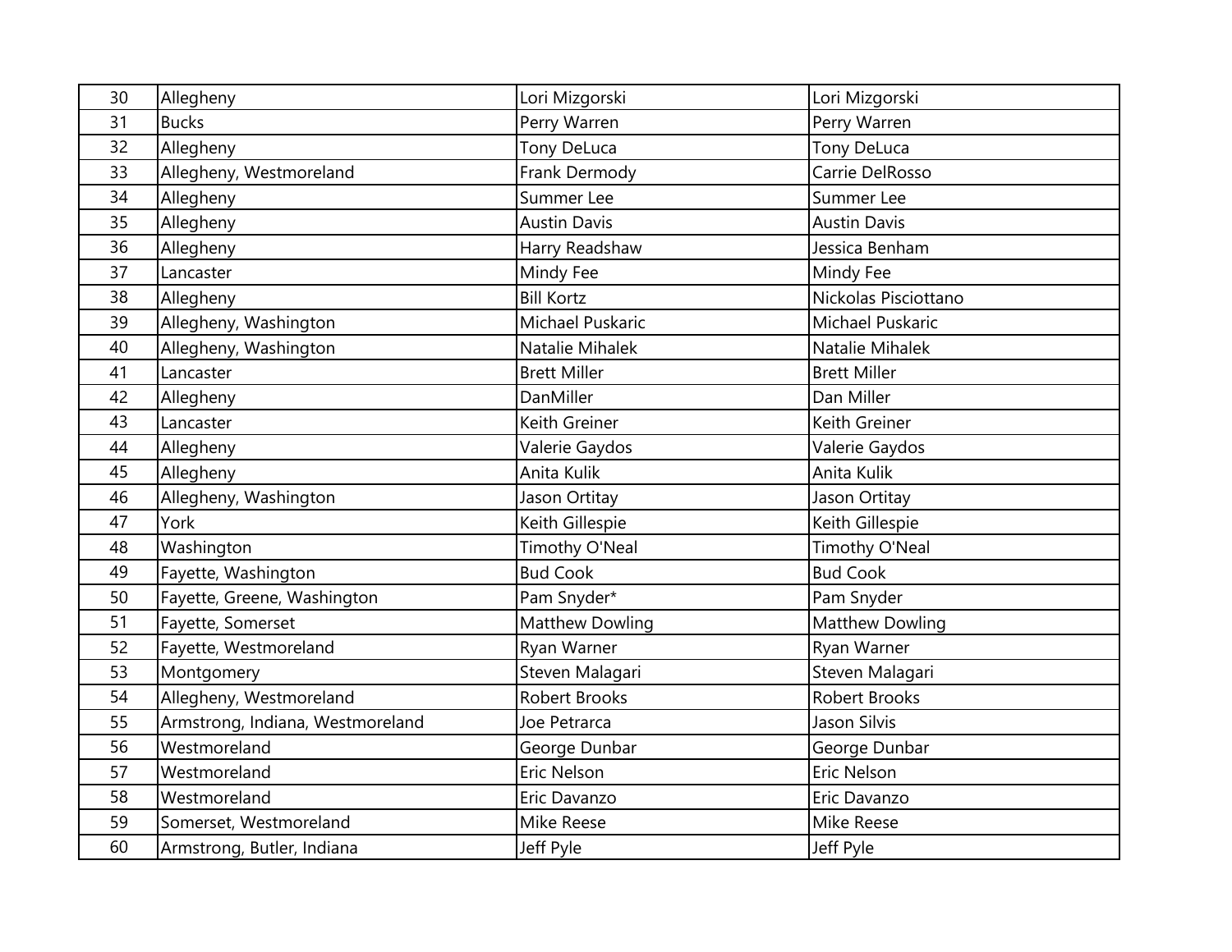| | | | |
|---|---|---|---|
| 30 | Allegheny | Lori Mizgorski | Lori Mizgorski |
| 31 | Bucks | Perry Warren | Perry Warren |
| 32 | Allegheny | Tony DeLuca | Tony DeLuca |
| 33 | Allegheny, Westmoreland | Frank Dermody | Carrie DelRosso |
| 34 | Allegheny | Summer Lee | Summer Lee |
| 35 | Allegheny | Austin Davis | Austin Davis |
| 36 | Allegheny | Harry Readshaw | Jessica Benham |
| 37 | Lancaster | Mindy Fee | Mindy Fee |
| 38 | Allegheny | Bill Kortz | Nickolas Pisciottano |
| 39 | Allegheny, Washington | Michael Puskaric | Michael Puskaric |
| 40 | Allegheny, Washington | Natalie Mihalek | Natalie Mihalek |
| 41 | Lancaster | Brett Miller | Brett Miller |
| 42 | Allegheny | DanMiller | Dan Miller |
| 43 | Lancaster | Keith Greiner | Keith Greiner |
| 44 | Allegheny | Valerie Gaydos | Valerie Gaydos |
| 45 | Allegheny | Anita Kulik | Anita Kulik |
| 46 | Allegheny, Washington | Jason Ortitay | Jason Ortitay |
| 47 | York | Keith Gillespie | Keith Gillespie |
| 48 | Washington | Timothy O'Neal | Timothy O'Neal |
| 49 | Fayette, Washington | Bud Cook | Bud Cook |
| 50 | Fayette, Greene, Washington | Pam Snyder* | Pam Snyder |
| 51 | Fayette, Somerset | Matthew Dowling | Matthew Dowling |
| 52 | Fayette, Westmoreland | Ryan Warner | Ryan Warner |
| 53 | Montgomery | Steven Malagari | Steven Malagari |
| 54 | Allegheny, Westmoreland | Robert Brooks | Robert Brooks |
| 55 | Armstrong, Indiana, Westmoreland | Joe Petrarca | Jason Silvis |
| 56 | Westmoreland | George Dunbar | George Dunbar |
| 57 | Westmoreland | Eric Nelson | Eric Nelson |
| 58 | Westmoreland | Eric Davanzo | Eric Davanzo |
| 59 | Somerset, Westmoreland | Mike Reese | Mike Reese |
| 60 | Armstrong, Butler, Indiana | Jeff Pyle | Jeff Pyle |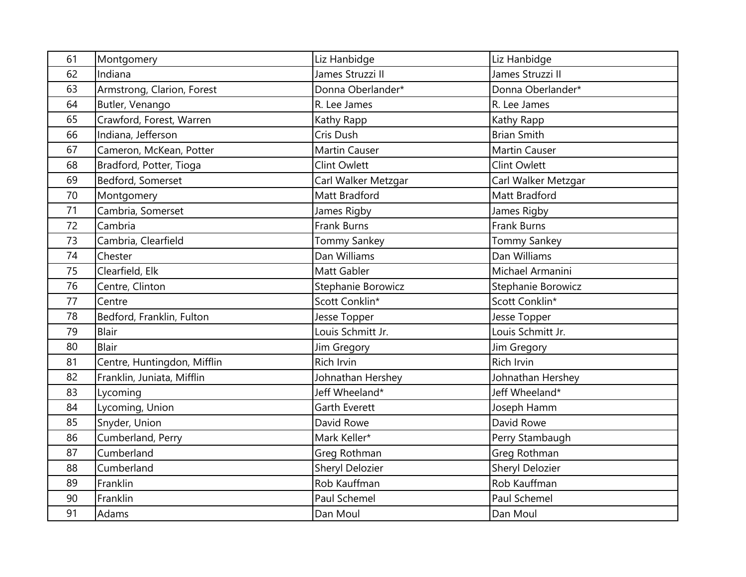| 61 | Montgomery | Liz Hanbidge | Liz Hanbidge |
|---|---|---|---|
| 62 | Indiana | James Struzzi II | James Struzzi II |
| 63 | Armstrong, Clarion, Forest | Donna Oberlander* | Donna Oberlander* |
| 64 | Butler, Venango | R. Lee James | R. Lee James |
| 65 | Crawford, Forest, Warren | Kathy Rapp | Kathy Rapp |
| 66 | Indiana, Jefferson | Cris Dush | Brian Smith |
| 67 | Cameron, McKean, Potter | Martin Causer | Martin Causer |
| 68 | Bradford, Potter, Tioga | Clint Owlett | Clint Owlett |
| 69 | Bedford, Somerset | Carl Walker Metzgar | Carl Walker Metzgar |
| 70 | Montgomery | Matt Bradford | Matt Bradford |
| 71 | Cambria, Somerset | James Rigby | James Rigby |
| 72 | Cambria | Frank Burns | Frank Burns |
| 73 | Cambria, Clearfield | Tommy Sankey | Tommy Sankey |
| 74 | Chester | Dan Williams | Dan Williams |
| 75 | Clearfield, Elk | Matt Gabler | Michael Armanini |
| 76 | Centre, Clinton | Stephanie Borowicz | Stephanie Borowicz |
| 77 | Centre | Scott Conklin* | Scott Conklin* |
| 78 | Bedford, Franklin, Fulton | Jesse Topper | Jesse Topper |
| 79 | Blair | Louis Schmitt Jr. | Louis Schmitt Jr. |
| 80 | Blair | Jim Gregory | Jim Gregory |
| 81 | Centre, Huntingdon, Mifflin | Rich Irvin | Rich Irvin |
| 82 | Franklin, Juniata, Mifflin | Johnathan Hershey | Johnathan Hershey |
| 83 | Lycoming | Jeff Wheeland* | Jeff Wheeland* |
| 84 | Lycoming, Union | Garth Everett | Joseph Hamm |
| 85 | Snyder, Union | David Rowe | David Rowe |
| 86 | Cumberland, Perry | Mark Keller* | Perry Stambaugh |
| 87 | Cumberland | Greg Rothman | Greg Rothman |
| 88 | Cumberland | Sheryl Delozier | Sheryl Delozier |
| 89 | Franklin | Rob Kauffman | Rob Kauffman |
| 90 | Franklin | Paul Schemel | Paul Schemel |
| 91 | Adams | Dan Moul | Dan Moul |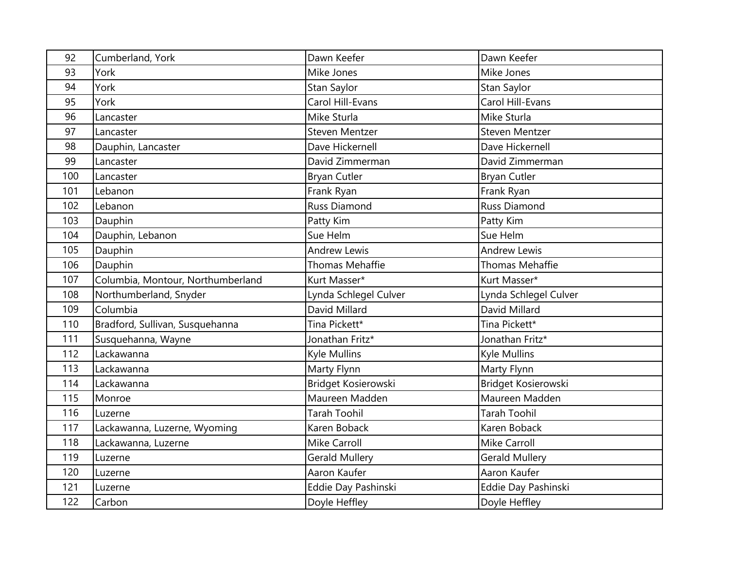| | | | |
|---|---|---|---|
| 92 | Cumberland, York | Dawn Keefer | Dawn Keefer |
| 93 | York | Mike Jones | Mike Jones |
| 94 | York | Stan Saylor | Stan Saylor |
| 95 | York | Carol Hill-Evans | Carol Hill-Evans |
| 96 | Lancaster | Mike Sturla | Mike Sturla |
| 97 | Lancaster | Steven Mentzer | Steven Mentzer |
| 98 | Dauphin, Lancaster | Dave Hickernell | Dave Hickernell |
| 99 | Lancaster | David Zimmerman | David Zimmerman |
| 100 | Lancaster | Bryan Cutler | Bryan Cutler |
| 101 | Lebanon | Frank Ryan | Frank Ryan |
| 102 | Lebanon | Russ Diamond | Russ Diamond |
| 103 | Dauphin | Patty Kim | Patty Kim |
| 104 | Dauphin, Lebanon | Sue Helm | Sue Helm |
| 105 | Dauphin | Andrew Lewis | Andrew Lewis |
| 106 | Dauphin | Thomas Mehaffie | Thomas Mehaffie |
| 107 | Columbia, Montour, Northumberland | Kurt Masser* | Kurt Masser* |
| 108 | Northumberland, Snyder | Lynda Schlegel Culver | Lynda Schlegel Culver |
| 109 | Columbia | David Millard | David Millard |
| 110 | Bradford, Sullivan, Susquehanna | Tina Pickett* | Tina Pickett* |
| 111 | Susquehanna, Wayne | Jonathan Fritz* | Jonathan Fritz* |
| 112 | Lackawanna | Kyle Mullins | Kyle Mullins |
| 113 | Lackawanna | Marty Flynn | Marty Flynn |
| 114 | Lackawanna | Bridget Kosierowski | Bridget Kosierowski |
| 115 | Monroe | Maureen Madden | Maureen Madden |
| 116 | Luzerne | Tarah Toohil | Tarah Toohil |
| 117 | Lackawanna, Luzerne, Wyoming | Karen Boback | Karen Boback |
| 118 | Lackawanna, Luzerne | Mike Carroll | Mike Carroll |
| 119 | Luzerne | Gerald Mullery | Gerald Mullery |
| 120 | Luzerne | Aaron Kaufer | Aaron Kaufer |
| 121 | Luzerne | Eddie Day Pashinski | Eddie Day Pashinski |
| 122 | Carbon | Doyle Heffley | Doyle Heffley |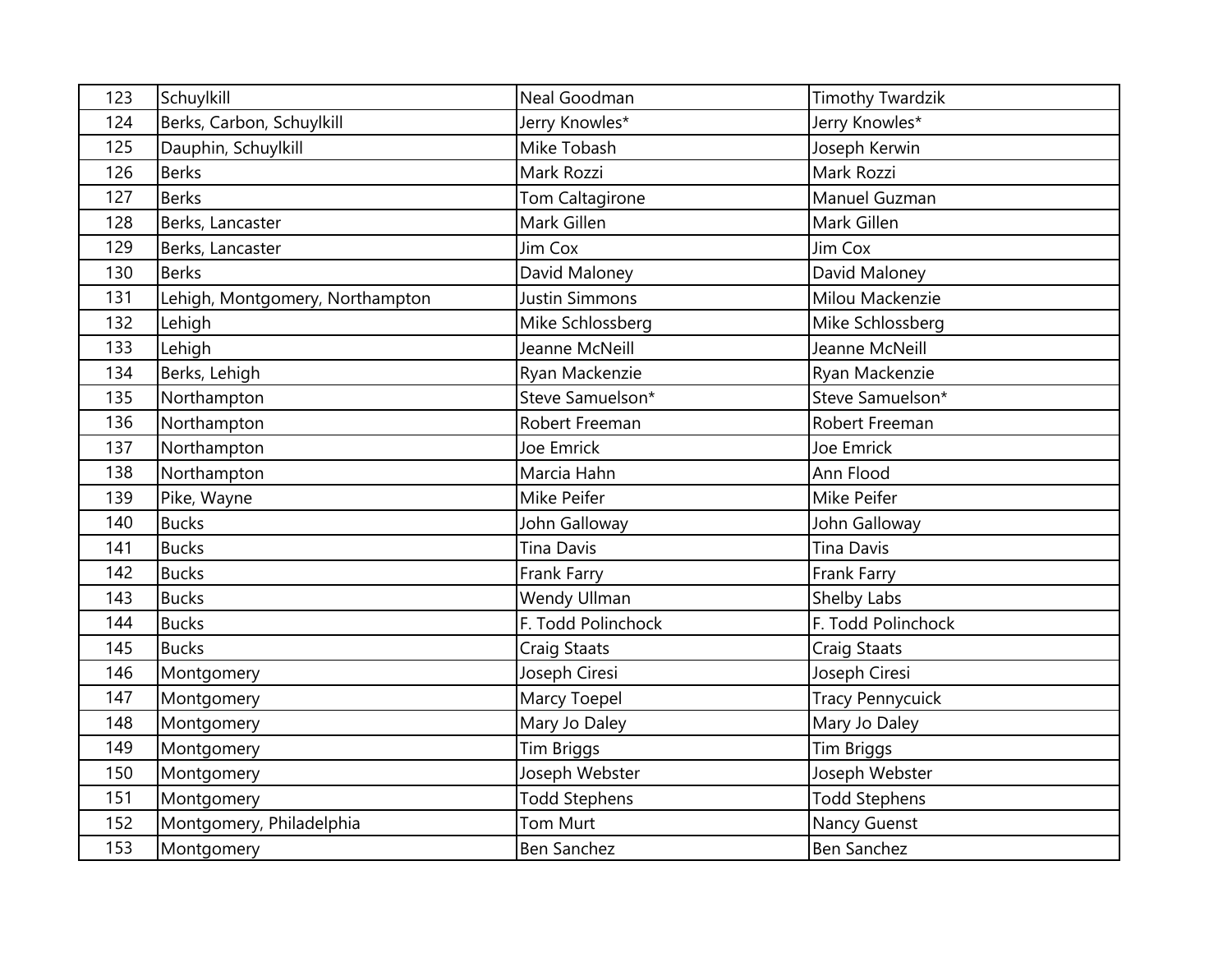| | | | |
|---|---|---|---|
| 123 | Schuylkill | Neal Goodman | Timothy Twardzik |
| 124 | Berks, Carbon, Schuylkill | Jerry Knowles* | Jerry Knowles* |
| 125 | Dauphin, Schuylkill | Mike Tobash | Joseph Kerwin |
| 126 | Berks | Mark Rozzi | Mark Rozzi |
| 127 | Berks | Tom Caltagirone | Manuel Guzman |
| 128 | Berks, Lancaster | Mark Gillen | Mark Gillen |
| 129 | Berks, Lancaster | Jim Cox | Jim Cox |
| 130 | Berks | David Maloney | David Maloney |
| 131 | Lehigh, Montgomery, Northampton | Justin Simmons | Milou Mackenzie |
| 132 | Lehigh | Mike Schlossberg | Mike Schlossberg |
| 133 | Lehigh | Jeanne McNeill | Jeanne McNeill |
| 134 | Berks, Lehigh | Ryan Mackenzie | Ryan Mackenzie |
| 135 | Northampton | Steve Samuelson* | Steve Samuelson* |
| 136 | Northampton | Robert Freeman | Robert Freeman |
| 137 | Northampton | Joe Emrick | Joe Emrick |
| 138 | Northampton | Marcia Hahn | Ann Flood |
| 139 | Pike, Wayne | Mike Peifer | Mike Peifer |
| 140 | Bucks | John Galloway | John Galloway |
| 141 | Bucks | Tina Davis | Tina Davis |
| 142 | Bucks | Frank Farry | Frank Farry |
| 143 | Bucks | Wendy Ullman | Shelby Labs |
| 144 | Bucks | F. Todd Polinchock | F. Todd Polinchock |
| 145 | Bucks | Craig Staats | Craig Staats |
| 146 | Montgomery | Joseph Ciresi | Joseph Ciresi |
| 147 | Montgomery | Marcy Toepel | Tracy Pennycuick |
| 148 | Montgomery | Mary Jo Daley | Mary Jo Daley |
| 149 | Montgomery | Tim Briggs | Tim Briggs |
| 150 | Montgomery | Joseph Webster | Joseph Webster |
| 151 | Montgomery | Todd Stephens | Todd Stephens |
| 152 | Montgomery, Philadelphia | Tom Murt | Nancy Guenst |
| 153 | Montgomery | Ben Sanchez | Ben Sanchez |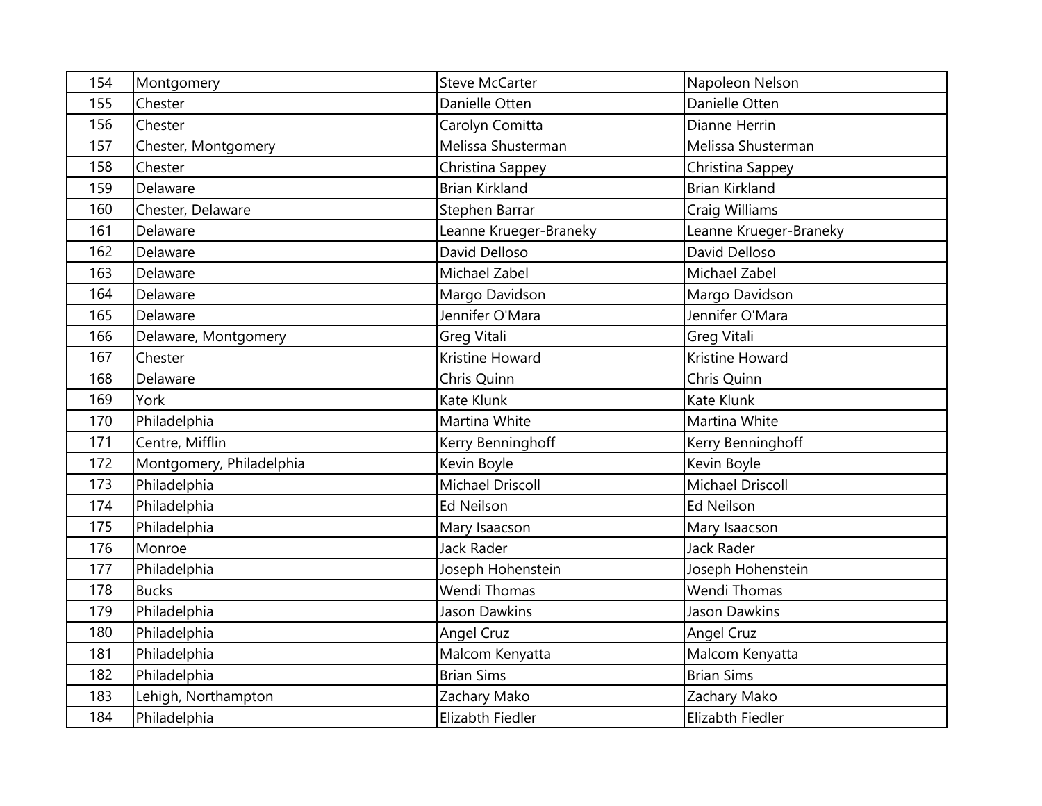| 154 | Montgomery | Steve McCarter | Napoleon Nelson |
|---|---|---|---|
| 155 | Chester | Danielle Otten | Danielle Otten |
| 156 | Chester | Carolyn Comitta | Dianne Herrin |
| 157 | Chester, Montgomery | Melissa Shusterman | Melissa Shusterman |
| 158 | Chester | Christina Sappey | Christina Sappey |
| 159 | Delaware | Brian Kirkland | Brian Kirkland |
| 160 | Chester, Delaware | Stephen Barrar | Craig Williams |
| 161 | Delaware | Leanne Krueger-Braneky | Leanne Krueger-Braneky |
| 162 | Delaware | David Delloso | David Delloso |
| 163 | Delaware | Michael Zabel | Michael Zabel |
| 164 | Delaware | Margo Davidson | Margo Davidson |
| 165 | Delaware | Jennifer O'Mara | Jennifer O'Mara |
| 166 | Delaware, Montgomery | Greg Vitali | Greg Vitali |
| 167 | Chester | Kristine Howard | Kristine Howard |
| 168 | Delaware | Chris Quinn | Chris Quinn |
| 169 | York | Kate Klunk | Kate Klunk |
| 170 | Philadelphia | Martina White | Martina White |
| 171 | Centre, Mifflin | Kerry Benninghoff | Kerry Benninghoff |
| 172 | Montgomery, Philadelphia | Kevin Boyle | Kevin Boyle |
| 173 | Philadelphia | Michael Driscoll | Michael Driscoll |
| 174 | Philadelphia | Ed Neilson | Ed Neilson |
| 175 | Philadelphia | Mary Isaacson | Mary Isaacson |
| 176 | Monroe | Jack Rader | Jack Rader |
| 177 | Philadelphia | Joseph Hohenstein | Joseph Hohenstein |
| 178 | Bucks | Wendi Thomas | Wendi Thomas |
| 179 | Philadelphia | Jason Dawkins | Jason Dawkins |
| 180 | Philadelphia | Angel Cruz | Angel Cruz |
| 181 | Philadelphia | Malcom Kenyatta | Malcom Kenyatta |
| 182 | Philadelphia | Brian Sims | Brian Sims |
| 183 | Lehigh, Northampton | Zachary Mako | Zachary Mako |
| 184 | Philadelphia | Elizabth Fiedler | Elizabth Fiedler |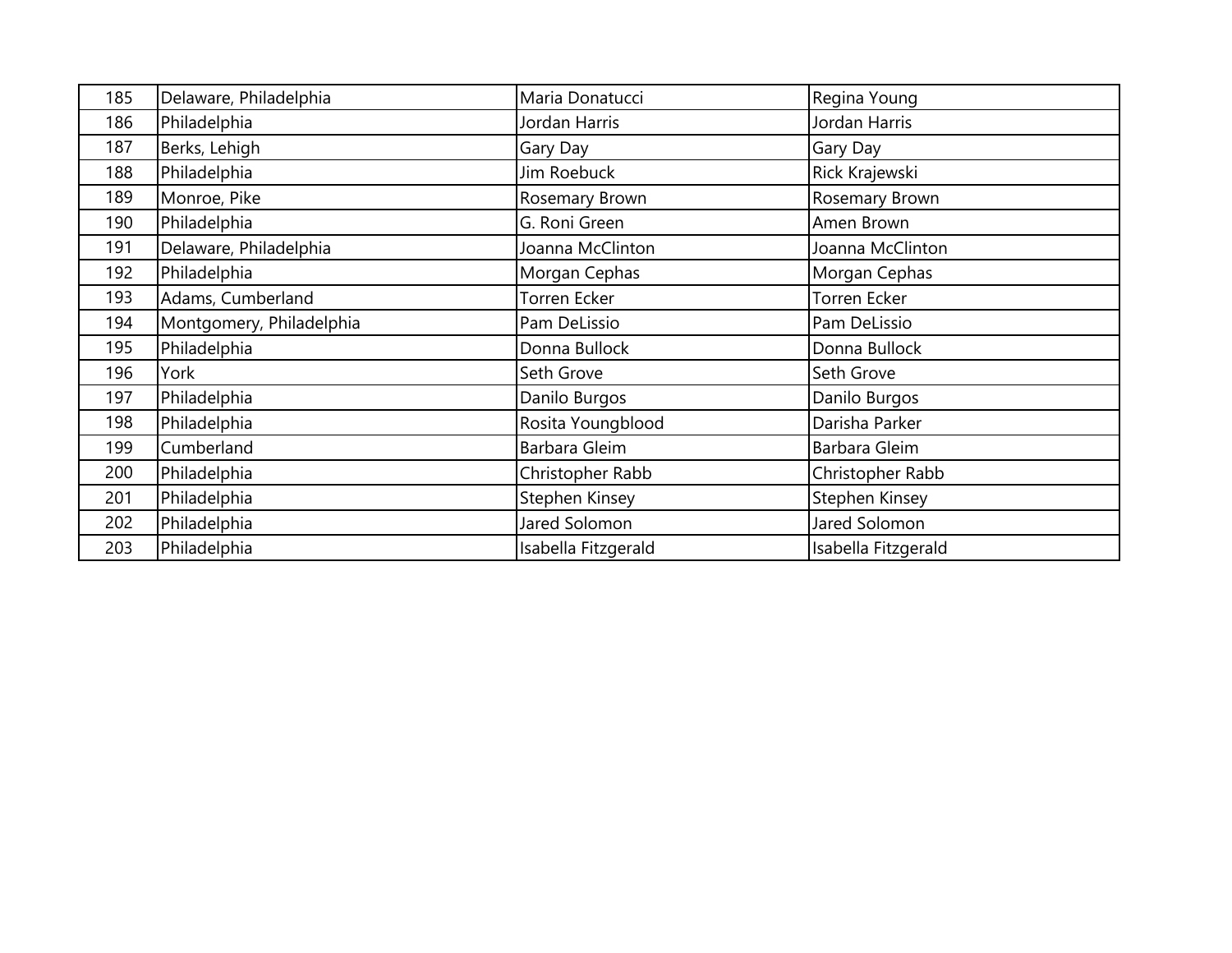| | | | |
|---|---|---|---|
| 185 | Delaware, Philadelphia | Maria Donatucci | Regina Young |
| 186 | Philadelphia | Jordan Harris | Jordan Harris |
| 187 | Berks, Lehigh | Gary Day | Gary Day |
| 188 | Philadelphia | Jim Roebuck | Rick Krajewski |
| 189 | Monroe, Pike | Rosemary Brown | Rosemary Brown |
| 190 | Philadelphia | G. Roni Green | Amen Brown |
| 191 | Delaware, Philadelphia | Joanna McClinton | Joanna McClinton |
| 192 | Philadelphia | Morgan Cephas | Morgan Cephas |
| 193 | Adams, Cumberland | Torren Ecker | Torren Ecker |
| 194 | Montgomery, Philadelphia | Pam DeLissio | Pam DeLissio |
| 195 | Philadelphia | Donna Bullock | Donna Bullock |
| 196 | York | Seth Grove | Seth Grove |
| 197 | Philadelphia | Danilo Burgos | Danilo Burgos |
| 198 | Philadelphia | Rosita Youngblood | Darisha Parker |
| 199 | Cumberland | Barbara Gleim | Barbara Gleim |
| 200 | Philadelphia | Christopher Rabb | Christopher Rabb |
| 201 | Philadelphia | Stephen Kinsey | Stephen Kinsey |
| 202 | Philadelphia | Jared Solomon | Jared Solomon |
| 203 | Philadelphia | Isabella Fitzgerald | Isabella Fitzgerald |